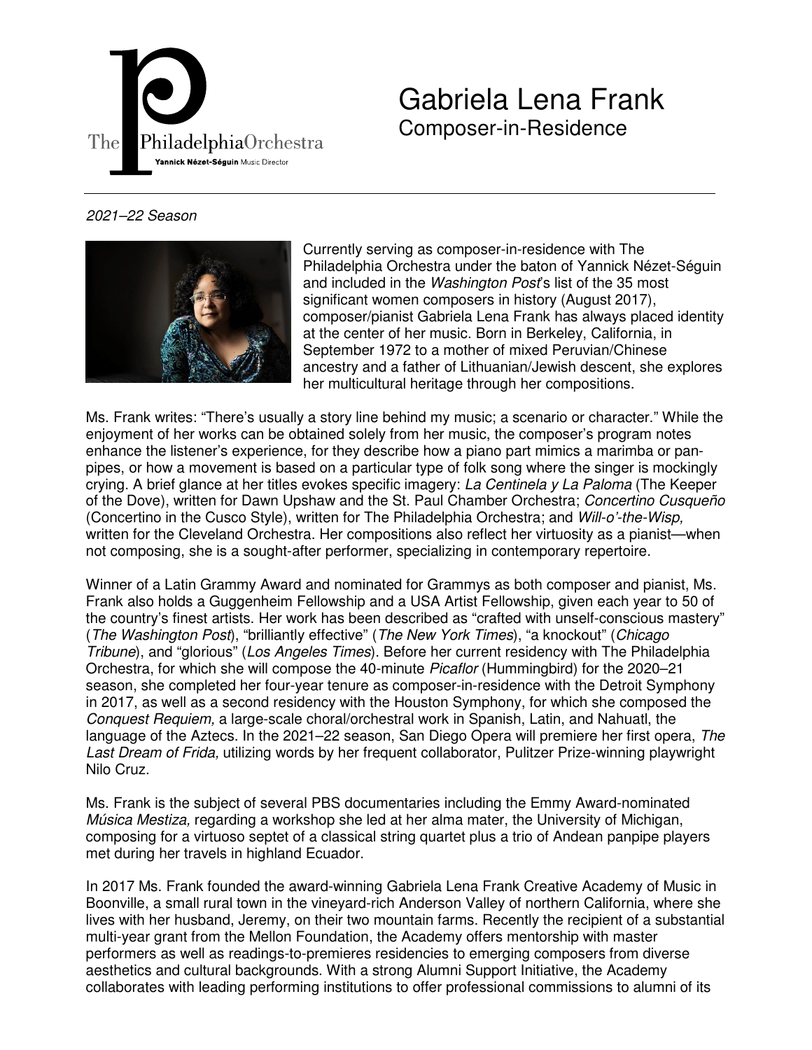The Philadelphia Orchestra
Yannick Nézet-Séguin Music Director

# Gabriela Lena Frank
## Composer-in-Residence

*2021–22 Season*

Currently serving as composer-in-residence with The Philadelphia Orchestra under the baton of Yannick Nézet-Séguin and included in the *Washington Post*'s list of the 35 most significant women composers in history (August 2017), composer/pianist Gabriela Lena Frank has always placed identity at the center of her music. Born in Berkeley, California, in September 1972 to a mother of mixed Peruvian/Chinese ancestry and a father of Lithuanian/Jewish descent, she explores her multicultural heritage through her compositions.

Ms. Frank writes: "There's usually a story line behind my music; a scenario or character." While the enjoyment of her works can be obtained solely from her music, the composer's program notes enhance the listener's experience, for they describe how a piano part mimics a marimba or pan-pipes, or how a movement is based on a particular type of folk song where the singer is mockingly crying. A brief glance at her titles evokes specific imagery: *La Centinela y La Paloma* (The Keeper of the Dove), written for Dawn Upshaw and the St. Paul Chamber Orchestra; *Concertino Cusqueño* (Concertino in the Cusco Style), written for The Philadelphia Orchestra; and *Will-o'-the-Wisp,* written for the Cleveland Orchestra. Her compositions also reflect her virtuosity as a pianist—when not composing, she is a sought-after performer, specializing in contemporary repertoire.

Winner of a Latin Grammy Award and nominated for Grammys as both composer and pianist, Ms. Frank also holds a Guggenheim Fellowship and a USA Artist Fellowship, given each year to 50 of the country's finest artists. Her work has been described as "crafted with unself-conscious mastery" (*The Washington Post*), "brilliantly effective" (*The New York Times*), "a knockout" (*Chicago Tribune*), and "glorious" (*Los Angeles Times*). Before her current residency with The Philadelphia Orchestra, for which she will compose the 40-minute *Picaflor* (Hummingbird) for the 2020–21 season, she completed her four-year tenure as composer-in-residence with the Detroit Symphony in 2017, as well as a second residency with the Houston Symphony, for which she composed the *Conquest Requiem,* a large-scale choral/orchestral work in Spanish, Latin, and Nahuatl, the language of the Aztecs. In the 2021–22 season, San Diego Opera will premiere her first opera, *The Last Dream of Frida,* utilizing words by her frequent collaborator, Pulitzer Prize-winning playwright Nilo Cruz.

Ms. Frank is the subject of several PBS documentaries including the Emmy Award-nominated *Música Mestiza,* regarding a workshop she led at her alma mater, the University of Michigan, composing for a virtuoso septet of a classical string quartet plus a trio of Andean panpipe players met during her travels in highland Ecuador.

In 2017 Ms. Frank founded the award-winning Gabriela Lena Frank Creative Academy of Music in Boonville, a small rural town in the vineyard-rich Anderson Valley of northern California, where she lives with her husband, Jeremy, on their two mountain farms. Recently the recipient of a substantial multi-year grant from the Mellon Foundation, the Academy offers mentorship with master performers as well as readings-to-premieres residencies to emerging composers from diverse aesthetics and cultural backgrounds. With a strong Alumni Support Initiative, the Academy collaborates with leading performing institutions to offer professional commissions to alumni of its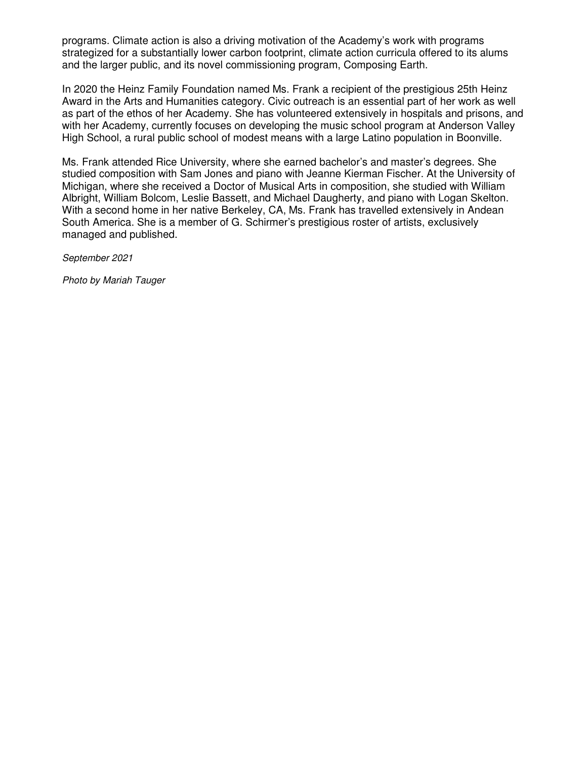programs. Climate action is also a driving motivation of the Academy's work with programs strategized for a substantially lower carbon footprint, climate action curricula offered to its alums and the larger public, and its novel commissioning program, Composing Earth.

In 2020 the Heinz Family Foundation named Ms. Frank a recipient of the prestigious 25th Heinz Award in the Arts and Humanities category. Civic outreach is an essential part of her work as well as part of the ethos of her Academy. She has volunteered extensively in hospitals and prisons, and with her Academy, currently focuses on developing the music school program at Anderson Valley High School, a rural public school of modest means with a large Latino population in Boonville.

Ms. Frank attended Rice University, where she earned bachelor's and master's degrees. She studied composition with Sam Jones and piano with Jeanne Kierman Fischer. At the University of Michigan, where she received a Doctor of Musical Arts in composition, she studied with William Albright, William Bolcom, Leslie Bassett, and Michael Daugherty, and piano with Logan Skelton. With a second home in her native Berkeley, CA, Ms. Frank has travelled extensively in Andean South America. She is a member of G. Schirmer's prestigious roster of artists, exclusively managed and published.

*September 2021*

*Photo by Mariah Tauger*